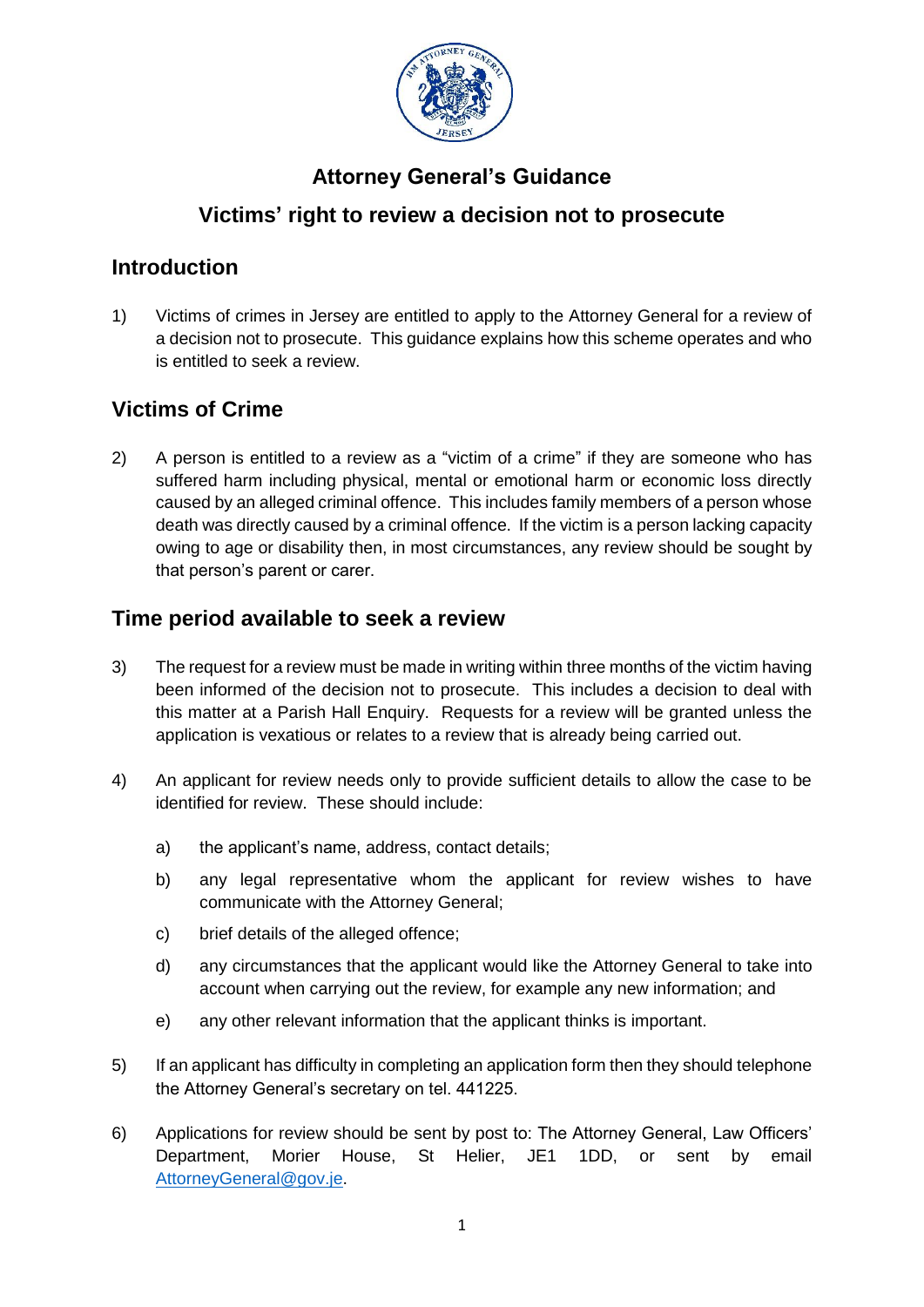# Attorney General's Guidance

## Victims' right to review a decision not to prosecute

## Introduction

1) Victims of crimes in Jersey are entitled to apply to the Attorney General for a review of a decision not to prosecute. This guidance explains how this scheme operates and who is entitled to seek a review.

## Victims of Crime

2) A person is entitled to a review as a "victim of a crime" if they are someone who has suffered harm including physical, mental or emotional harm or economic loss directly caused by an alleged criminal offence. This includes family members of a person whose death was directly caused by a criminal offence. If the victim is a person lacking capacity owing to age or disability then, in most circumstances, any review should be sought by that person's parent or carer.

## Time period available to seek a review

3) The request for a review must be made in writing within three months of the victim having been informed of the decision not to prosecute. This includes a decision to deal with this matter at a Parish Hall Enquiry. Requests for a review will be granted unless the application is vexatious or relates to a review that is already being carried out.

4) An applicant for review needs only to provide sufficient details to allow the case to be identified for review. These should include:

   a) the applicant's name, address, contact details;

   b) any legal representative whom the applicant for review wishes to have communicate with the Attorney General;

   c) brief details of the alleged offence;

   d) any circumstances that the applicant would like the Attorney General to take into account when carrying out the review, for example any new information; and

   e) any other relevant information that the applicant thinks is important.

5) If an applicant has difficulty in completing an application form then they should telephone the Attorney General's secretary on tel. 441225.

6) Applications for review should be sent by post to: The Attorney General, Law Officers' Department, Morier House, St Helier, JE1 1DD, or sent by email AttorneyGeneral@gov.je.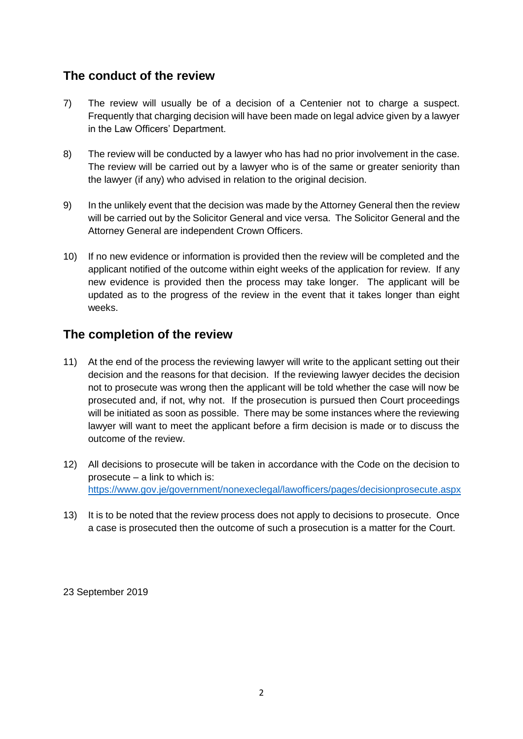## The conduct of the review

7) The review will usually be of a decision of a Centenier not to charge a suspect. Frequently that charging decision will have been made on legal advice given by a lawyer in the Law Officers' Department.

8) The review will be conducted by a lawyer who has had no prior involvement in the case. The review will be carried out by a lawyer who is of the same or greater seniority than the lawyer (if any) who advised in relation to the original decision.

9) In the unlikely event that the decision was made by the Attorney General then the review will be carried out by the Solicitor General and vice versa. The Solicitor General and the Attorney General are independent Crown Officers.

10) If no new evidence or information is provided then the review will be completed and the applicant notified of the outcome within eight weeks of the application for review. If any new evidence is provided then the process may take longer. The applicant will be updated as to the progress of the review in the event that it takes longer than eight weeks.

## The completion of the review

11) At the end of the process the reviewing lawyer will write to the applicant setting out their decision and the reasons for that decision. If the reviewing lawyer decides the decision not to prosecute was wrong then the applicant will be told whether the case will now be prosecuted and, if not, why not. If the prosecution is pursued then Court proceedings will be initiated as soon as possible. There may be some instances where the reviewing lawyer will want to meet the applicant before a firm decision is made or to discuss the outcome of the review.

12) All decisions to prosecute will be taken in accordance with the Code on the decision to prosecute – a link to which is: [https://www.gov.je/government/nonexeclegal/lawofficers/pages/decisionprosecute.aspx](https://www.gov.je/government/nonexeclegal/lawofficers/pages/decisionprosecute.aspx)

13) It is to be noted that the review process does not apply to decisions to prosecute. Once a case is prosecuted then the outcome of such a prosecution is a matter for the Court.

23 September 2019